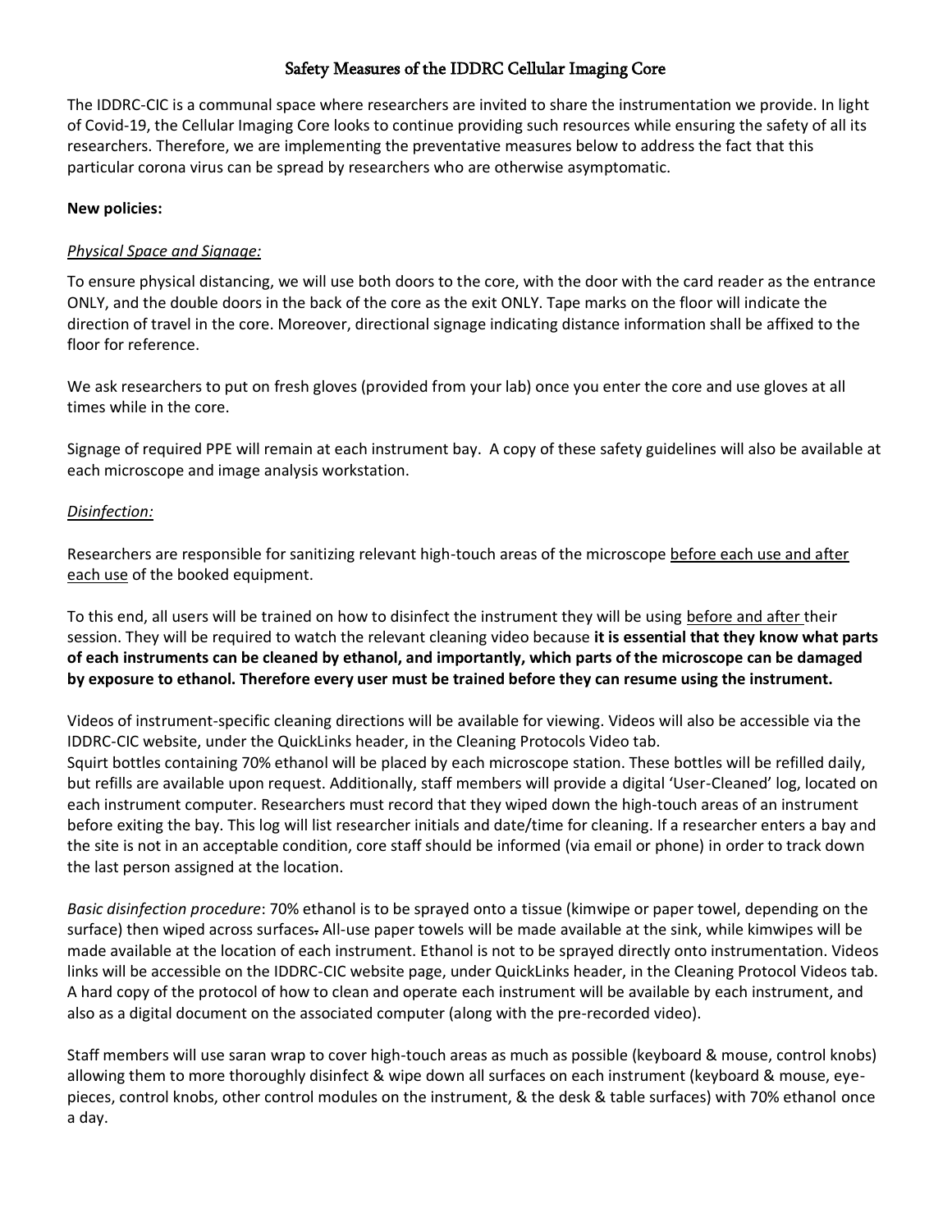# Safety Measures of the IDDRC Cellular Imaging Core

The IDDRC-CIC is a communal space where researchers are invited to share the instrumentation we provide. In light of Covid-19, the Cellular Imaging Core looks to continue providing such resources while ensuring the safety of all its researchers. Therefore, we are implementing the preventative measures below to address the fact that this particular corona virus can be spread by researchers who are otherwise asymptomatic.

**New policies:**

*Physical Space and Signage:*

To ensure physical distancing, we will use both doors to the core, with the door with the card reader as the entrance ONLY, and the double doors in the back of the core as the exit ONLY. Tape marks on the floor will indicate the direction of travel in the core. Moreover, directional signage indicating distance information shall be affixed to the floor for reference.

We ask researchers to put on fresh gloves (provided from your lab) once you enter the core and use gloves at all times while in the core.

Signage of required PPE will remain at each instrument bay. A copy of these safety guidelines will also be available at each microscope and image analysis workstation.

*Disinfection:*

Researchers are responsible for sanitizing relevant high-touch areas of the microscope before each use and after each use of the booked equipment.

To this end, all users will be trained on how to disinfect the instrument they will be using before and after their session. They will be required to watch the relevant cleaning video because **it is essential that they know what parts of each instruments can be cleaned by ethanol, and importantly, which parts of the microscope can be damaged by exposure to ethanol. Therefore every user must be trained before they can resume using the instrument.**

Videos of instrument-specific cleaning directions will be available for viewing. Videos will also be accessible via the IDDRC-CIC website, under the QuickLinks header, in the Cleaning Protocols Video tab.
Squirt bottles containing 70% ethanol will be placed by each microscope station. These bottles will be refilled daily, but refills are available upon request. Additionally, staff members will provide a digital 'User-Cleaned' log, located on each instrument computer. Researchers must record that they wiped down the high-touch areas of an instrument before exiting the bay. This log will list researcher initials and date/time for cleaning. If a researcher enters a bay and the site is not in an acceptable condition, core staff should be informed (via email or phone) in order to track down the last person assigned at the location.

*Basic disinfection procedure*: 70% ethanol is to be sprayed onto a tissue (kimwipe or paper towel, depending on the surface) then wiped across surfaces. All-use paper towels will be made available at the sink, while kimwipes will be made available at the location of each instrument. Ethanol is not to be sprayed directly onto instrumentation. Videos links will be accessible on the IDDRC-CIC website page, under QuickLinks header, in the Cleaning Protocol Videos tab. A hard copy of the protocol of how to clean and operate each instrument will be available by each instrument, and also as a digital document on the associated computer (along with the pre-recorded video).

Staff members will use saran wrap to cover high-touch areas as much as possible (keyboard & mouse, control knobs) allowing them to more thoroughly disinfect & wipe down all surfaces on each instrument (keyboard & mouse, eye-pieces, control knobs, other control modules on the instrument, & the desk & table surfaces) with 70% ethanol once a day.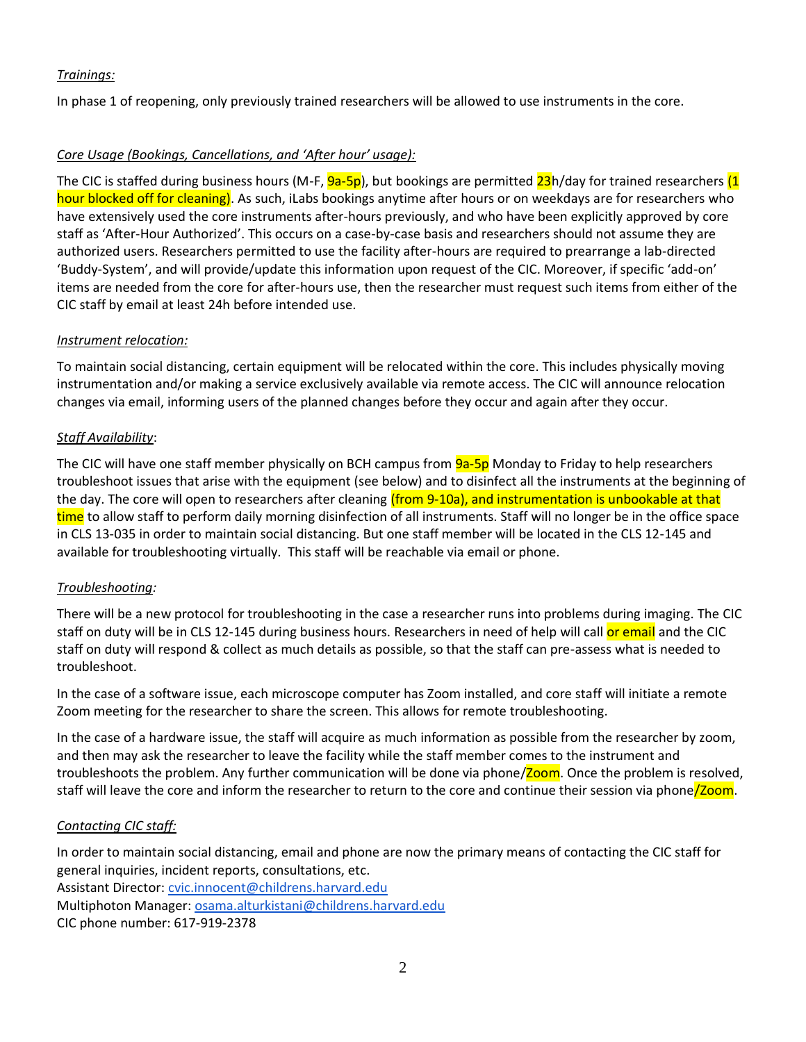*Trainings:*

In phase 1 of reopening, only previously trained researchers will be allowed to use instruments in the core.

*Core Usage (Bookings, Cancellations, and 'After hour' usage):*

The CIC is staffed during business hours (M-F, 9a-5p), but bookings are permitted 23h/day for trained researchers (1 hour blocked off for cleaning). As such, iLabs bookings anytime after hours or on weekdays are for researchers who have extensively used the core instruments after-hours previously, and who have been explicitly approved by core staff as 'After-Hour Authorized'. This occurs on a case-by-case basis and researchers should not assume they are authorized users. Researchers permitted to use the facility after-hours are required to prearrange a lab-directed 'Buddy-System', and will provide/update this information upon request of the CIC. Moreover, if specific 'add-on' items are needed from the core for after-hours use, then the researcher must request such items from either of the CIC staff by email at least 24h before intended use.

*Instrument relocation:*

To maintain social distancing, certain equipment will be relocated within the core. This includes physically moving instrumentation and/or making a service exclusively available via remote access. The CIC will announce relocation changes via email, informing users of the planned changes before they occur and again after they occur.

*Staff Availability*:

The CIC will have one staff member physically on BCH campus from 9a-5p Monday to Friday to help researchers troubleshoot issues that arise with the equipment (see below) and to disinfect all the instruments at the beginning of the day. The core will open to researchers after cleaning (from 9-10a), and instrumentation is unbookable at that time to allow staff to perform daily morning disinfection of all instruments. Staff will no longer be in the office space in CLS 13-035 in order to maintain social distancing. But one staff member will be located in the CLS 12-145 and available for troubleshooting virtually. This staff will be reachable via email or phone.

*Troubleshooting:*

There will be a new protocol for troubleshooting in the case a researcher runs into problems during imaging. The CIC staff on duty will be in CLS 12-145 during business hours. Researchers in need of help will call or email and the CIC staff on duty will respond & collect as much details as possible, so that the staff can pre-assess what is needed to troubleshoot.

In the case of a software issue, each microscope computer has Zoom installed, and core staff will initiate a remote Zoom meeting for the researcher to share the screen. This allows for remote troubleshooting.

In the case of a hardware issue, the staff will acquire as much information as possible from the researcher by zoom, and then may ask the researcher to leave the facility while the staff member comes to the instrument and troubleshoots the problem. Any further communication will be done via phone/Zoom. Once the problem is resolved, staff will leave the core and inform the researcher to return to the core and continue their session via phone/Zoom.

*Contacting CIC staff:*

In order to maintain social distancing, email and phone are now the primary means of contacting the CIC staff for general inquiries, incident reports, consultations, etc.
Assistant Director: cvic.innocent@childrens.harvard.edu
Multiphoton Manager: osama.alturkistani@childrens.harvard.edu
CIC phone number: 617-919-2378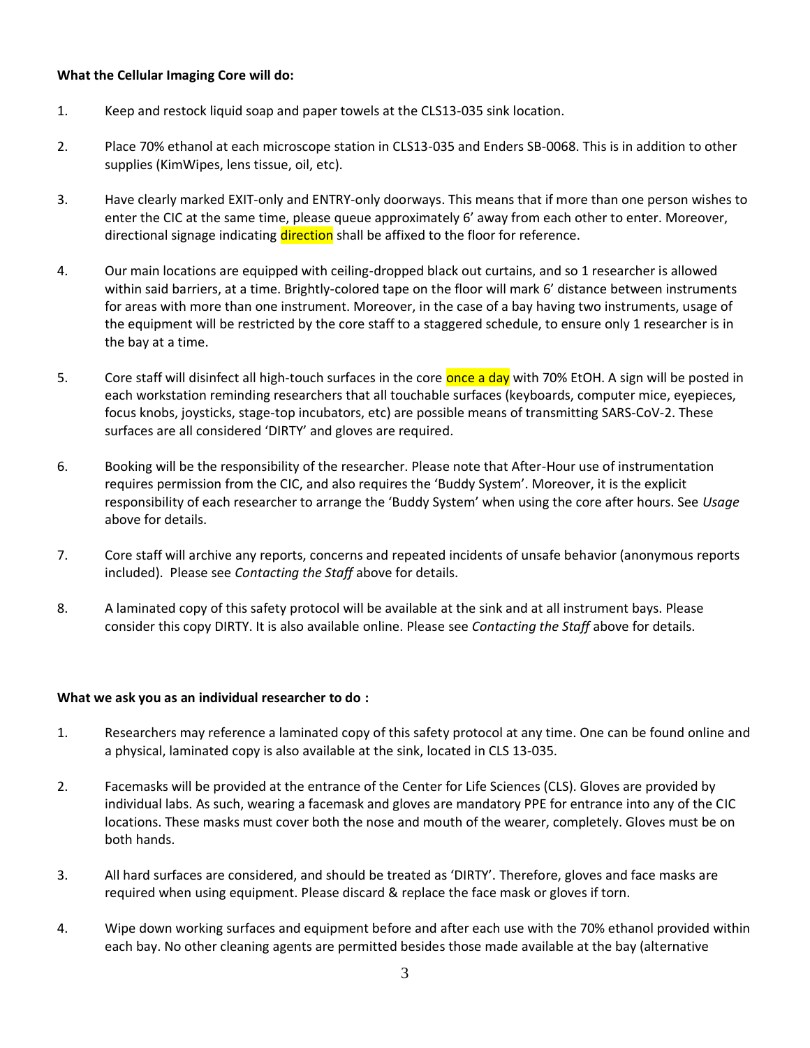**What the Cellular Imaging Core will do:**

1. Keep and restock liquid soap and paper towels at the CLS13-035 sink location.

2. Place 70% ethanol at each microscope station in CLS13-035 and Enders SB-0068. This is in addition to other supplies (KimWipes, lens tissue, oil, etc).

3. Have clearly marked EXIT-only and ENTRY-only doorways. This means that if more than one person wishes to enter the CIC at the same time, please queue approximately 6' away from each other to enter. Moreover, directional signage indicating direction shall be affixed to the floor for reference.

4. Our main locations are equipped with ceiling-dropped black out curtains, and so 1 researcher is allowed within said barriers, at a time. Brightly-colored tape on the floor will mark 6' distance between instruments for areas with more than one instrument. Moreover, in the case of a bay having two instruments, usage of the equipment will be restricted by the core staff to a staggered schedule, to ensure only 1 researcher is in the bay at a time.

5. Core staff will disinfect all high-touch surfaces in the core once a day with 70% EtOH. A sign will be posted in each workstation reminding researchers that all touchable surfaces (keyboards, computer mice, eyepieces, focus knobs, joysticks, stage-top incubators, etc) are possible means of transmitting SARS-CoV-2. These surfaces are all considered 'DIRTY' and gloves are required.

6. Booking will be the responsibility of the researcher. Please note that After-Hour use of instrumentation requires permission from the CIC, and also requires the 'Buddy System'. Moreover, it is the explicit responsibility of each researcher to arrange the 'Buddy System' when using the core after hours. See *Usage* above for details.

7. Core staff will archive any reports, concerns and repeated incidents of unsafe behavior (anonymous reports included). Please see *Contacting the Staff* above for details.

8. A laminated copy of this safety protocol will be available at the sink and at all instrument bays. Please consider this copy DIRTY. It is also available online. Please see *Contacting the Staff* above for details.

**What we ask you as an individual researcher to do :**

1. Researchers may reference a laminated copy of this safety protocol at any time. One can be found online and a physical, laminated copy is also available at the sink, located in CLS 13-035.

2. Facemasks will be provided at the entrance of the Center for Life Sciences (CLS). Gloves are provided by individual labs. As such, wearing a facemask and gloves are mandatory PPE for entrance into any of the CIC locations. These masks must cover both the nose and mouth of the wearer, completely. Gloves must be on both hands.

3. All hard surfaces are considered, and should be treated as 'DIRTY'. Therefore, gloves and face masks are required when using equipment. Please discard & replace the face mask or gloves if torn.

4. Wipe down working surfaces and equipment before and after each use with the 70% ethanol provided within each bay. No other cleaning agents are permitted besides those made available at the bay (alternative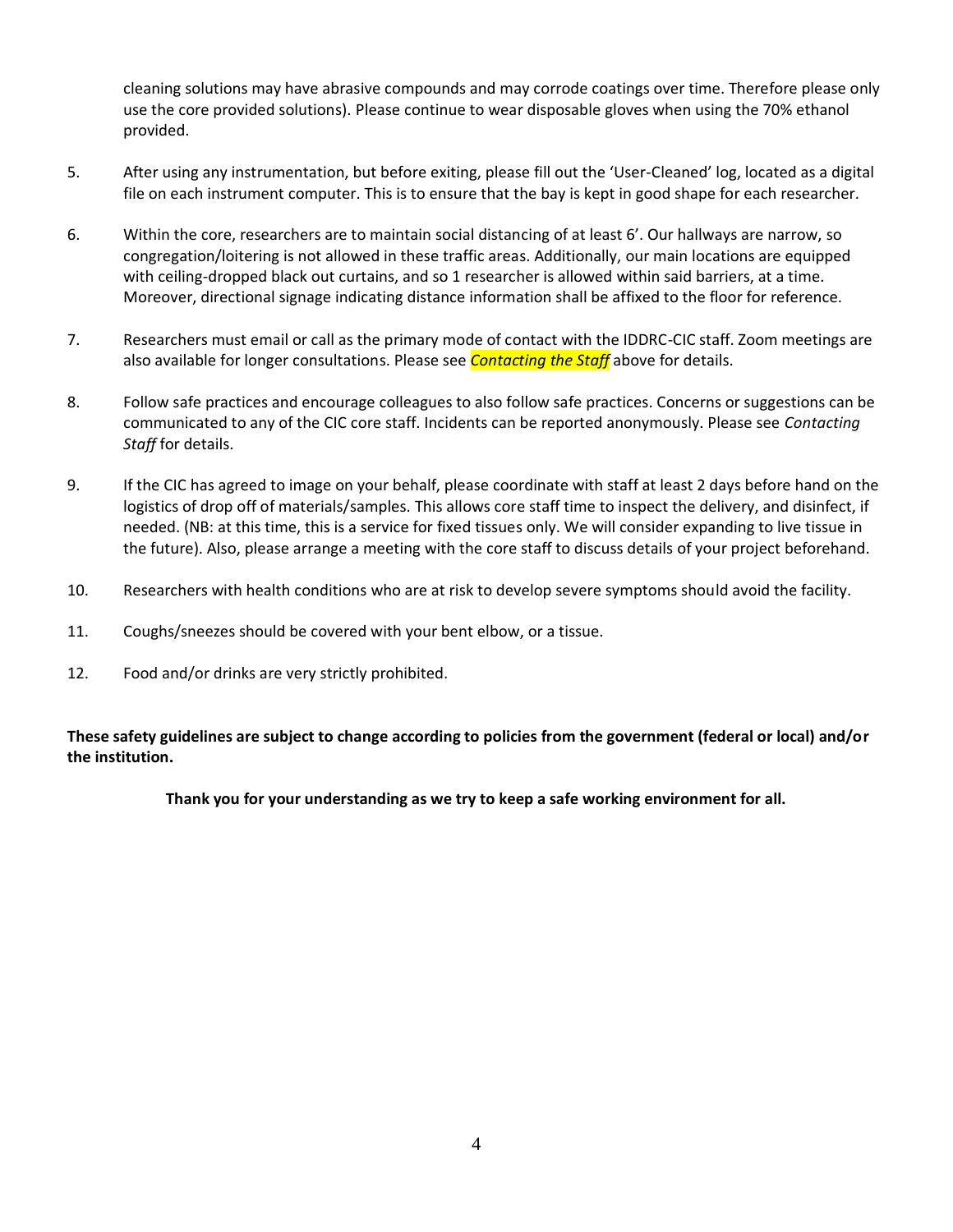cleaning solutions may have abrasive compounds and may corrode coatings over time. Therefore please only use the core provided solutions). Please continue to wear disposable gloves when using the 70% ethanol provided.

5. After using any instrumentation, but before exiting, please fill out the 'User-Cleaned' log, located as a digital file on each instrument computer. This is to ensure that the bay is kept in good shape for each researcher.

6. Within the core, researchers are to maintain social distancing of at least 6'. Our hallways are narrow, so congregation/loitering is not allowed in these traffic areas. Additionally, our main locations are equipped with ceiling-dropped black out curtains, and so 1 researcher is allowed within said barriers, at a time. Moreover, directional signage indicating distance information shall be affixed to the floor for reference.

7. Researchers must email or call as the primary mode of contact with the IDDRC-CIC staff. Zoom meetings are also available for longer consultations. Please see ***Contacting the Staff*** above for details.

8. Follow safe practices and encourage colleagues to also follow safe practices. Concerns or suggestions can be communicated to any of the CIC core staff. Incidents can be reported anonymously. Please see *Contacting Staff* for details.

9. If the CIC has agreed to image on your behalf, please coordinate with staff at least 2 days before hand on the logistics of drop off of materials/samples. This allows core staff time to inspect the delivery, and disinfect, if needed. (NB: at this time, this is a service for fixed tissues only. We will consider expanding to live tissue in the future). Also, please arrange a meeting with the core staff to discuss details of your project beforehand.

10. Researchers with health conditions who are at risk to develop severe symptoms should avoid the facility.

11. Coughs/sneezes should be covered with your bent elbow, or a tissue.

12. Food and/or drinks are very strictly prohibited.

**These safety guidelines are subject to change according to policies from the government (federal or local) and/or the institution.**

**Thank you for your understanding as we try to keep a safe working environment for all.**